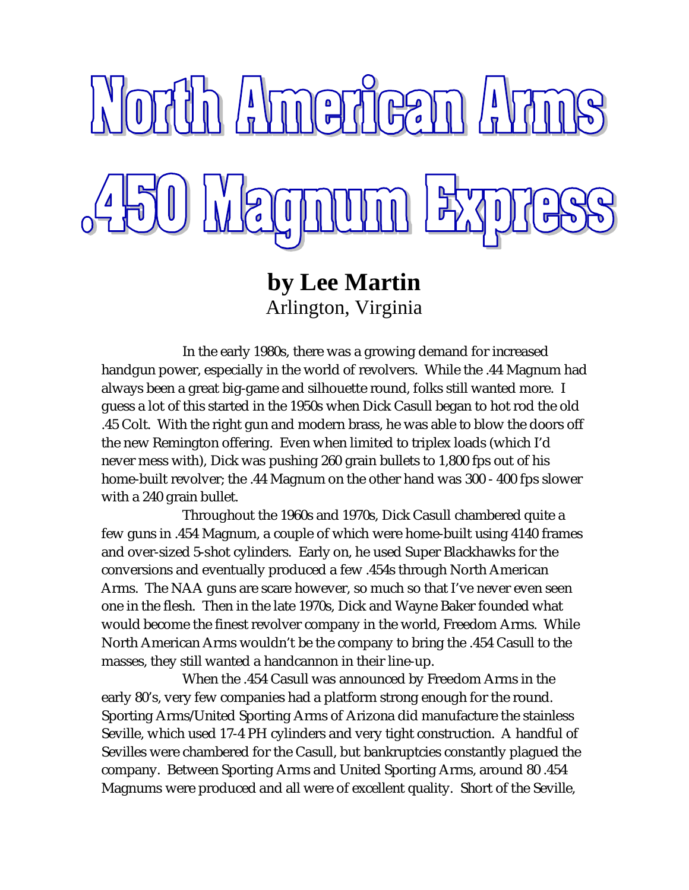# North American Arms .450 Magnum Express

**by Lee Martin**
Arlington, Virginia

In the early 1980s, there was a growing demand for increased handgun power, especially in the world of revolvers. While the .44 Magnum had always been a great big-game and silhouette round, folks still wanted more. I guess a lot of this started in the 1950s when Dick Casull began to hot rod the old .45 Colt. With the right gun and modern brass, he was able to blow the doors off the new Remington offering. Even when limited to triplex loads (which I'd never mess with), Dick was pushing 260 grain bullets to 1,800 fps out of his home-built revolver; the .44 Magnum on the other hand was 300 - 400 fps slower with a 240 grain bullet.

Throughout the 1960s and 1970s, Dick Casull chambered quite a few guns in .454 Magnum, a couple of which were home-built using 4140 frames and over-sized 5-shot cylinders. Early on, he used Super Blackhawks for the conversions and eventually produced a few .454s through North American Arms. The NAA guns are scare however, so much so that I've never even seen one in the flesh. Then in the late 1970s, Dick and Wayne Baker founded what would become the finest revolver company in the world, Freedom Arms. While North American Arms wouldn't be the company to bring the .454 Casull to the masses, they still wanted a handcannon in their line-up.

When the .454 Casull was announced by Freedom Arms in the early 80's, very few companies had a platform strong enough for the round. Sporting Arms/United Sporting Arms of Arizona did manufacture the stainless Seville, which used 17-4 PH cylinders and very tight construction. A handful of Sevilles were chambered for the Casull, but bankruptcies constantly plagued the company. Between Sporting Arms and United Sporting Arms, around 80 .454 Magnums were produced and all were of excellent quality. Short of the Seville,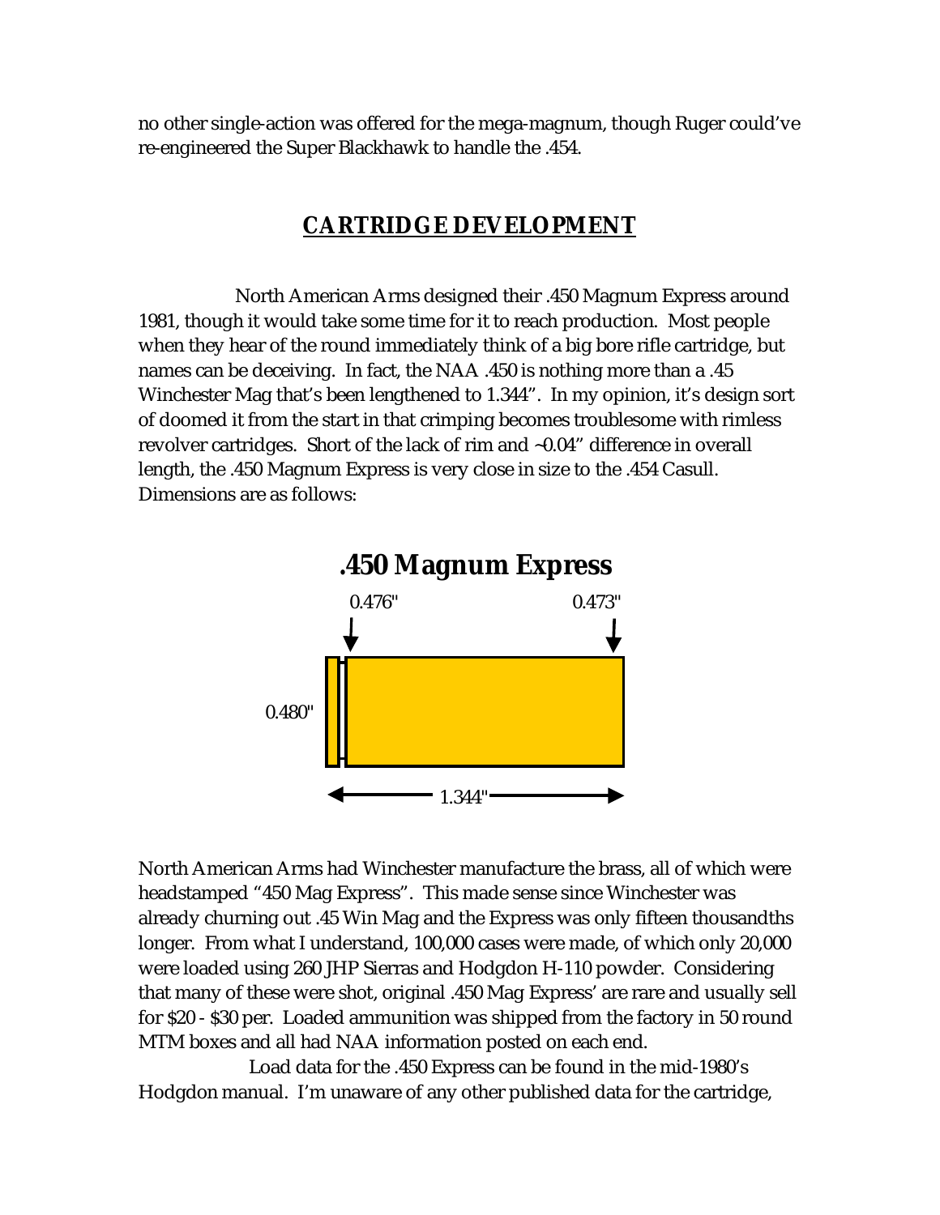no other single-action was offered for the mega-magnum, though Ruger could've re-engineered the Super Blackhawk to handle the .454.

## CARTRIDGE DEVELOPMENT

North American Arms designed their .450 Magnum Express around 1981, though it would take some time for it to reach production. Most people when they hear of the round immediately think of a big bore rifle cartridge, but names can be deceiving. In fact, the NAA .450 is nothing more than a .45 Winchester Mag that's been lengthened to 1.344". In my opinion, it's design sort of doomed it from the start in that crimping becomes troublesome with rimless revolver cartridges. Short of the lack of rim and ~0.04" difference in overall length, the .450 Magnum Express is very close in size to the .454 Casull. Dimensions are as follows:

**.450 Magnum Express**

0.476" 0.473"

0.480"

1.344"

North American Arms had Winchester manufacture the brass, all of which were headstamped "450 Mag Express". This made sense since Winchester was already churning out .45 Win Mag and the Express was only fifteen thousandths longer. From what I understand, 100,000 cases were made, of which only 20,000 were loaded using 260 JHP Sierras and Hodgdon H-110 powder. Considering that many of these were shot, original .450 Mag Express' are rare and usually sell for $20 - $30 per. Loaded ammunition was shipped from the factory in 50 round MTM boxes and all had NAA information posted on each end.

Load data for the .450 Express can be found in the mid-1980's Hodgdon manual. I'm unaware of any other published data for the cartridge,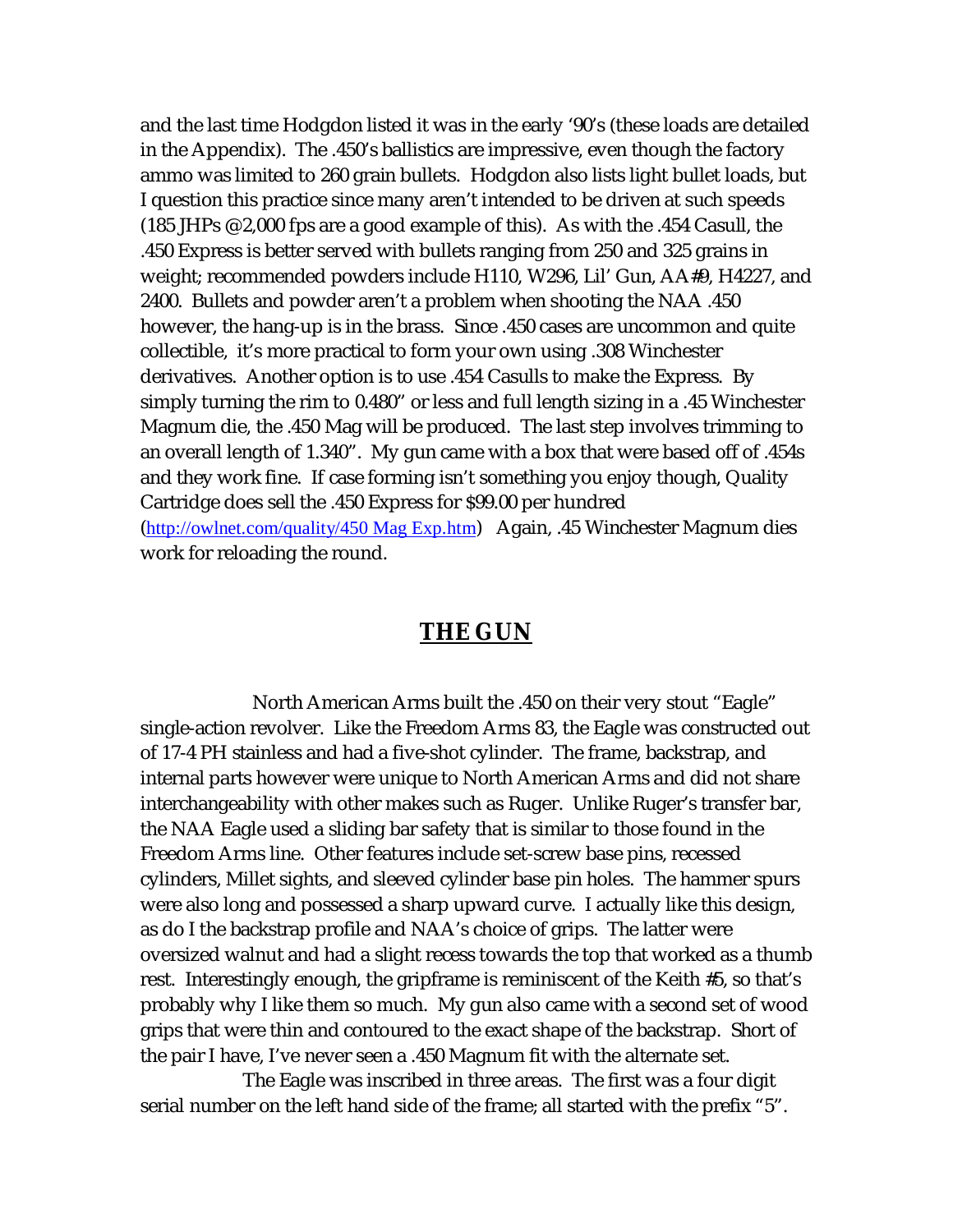and the last time Hodgdon listed it was in the early '90's (these loads are detailed in the Appendix). The .450's ballistics are impressive, even though the factory ammo was limited to 260 grain bullets. Hodgdon also lists light bullet loads, but I question this practice since many aren't intended to be driven at such speeds (185 JHPs @2,000 fps are a good example of this). As with the .454 Casull, the .450 Express is better served with bullets ranging from 250 and 325 grains in weight; recommended powders include H110, W296, Lil' Gun, AA#9, H4227, and 2400. Bullets and powder aren't a problem when shooting the NAA .450 however, the hang-up is in the brass. Since .450 cases are uncommon and quite collectible, it's more practical to form your own using .308 Winchester derivatives. Another option is to use .454 Casulls to make the Express. By simply turning the rim to 0.480" or less and full length sizing in a .45 Winchester Magnum die, the .450 Mag will be produced. The last step involves trimming to an overall length of 1.340". My gun came with a box that were based off of .454s and they work fine. If case forming isn't something you enjoy though, Quality Cartridge does sell the .450 Express for $99.00 per hundred (http://owlnet.com/quality/450 Mag Exp.htm) Again, .45 Winchester Magnum dies work for reloading the round.

## THE GUN

North American Arms built the .450 on their very stout "Eagle" single-action revolver. Like the Freedom Arms 83, the Eagle was constructed out of 17-4 PH stainless and had a five-shot cylinder. The frame, backstrap, and internal parts however were unique to North American Arms and did not share interchangeability with other makes such as Ruger. Unlike Ruger's transfer bar, the NAA Eagle used a sliding bar safety that is similar to those found in the Freedom Arms line. Other features include set-screw base pins, recessed cylinders, Millet sights, and sleeved cylinder base pin holes. The hammer spurs were also long and possessed a sharp upward curve. I actually like this design, as do I the backstrap profile and NAA's choice of grips. The latter were oversized walnut and had a slight recess towards the top that worked as a thumb rest. Interestingly enough, the gripframe is reminiscent of the Keith #5, so that's probably why I like them so much. My gun also came with a second set of wood grips that were thin and contoured to the exact shape of the backstrap. Short of the pair I have, I've never seen a .450 Magnum fit with the alternate set.

The Eagle was inscribed in three areas. The first was a four digit serial number on the left hand side of the frame; all started with the prefix "5".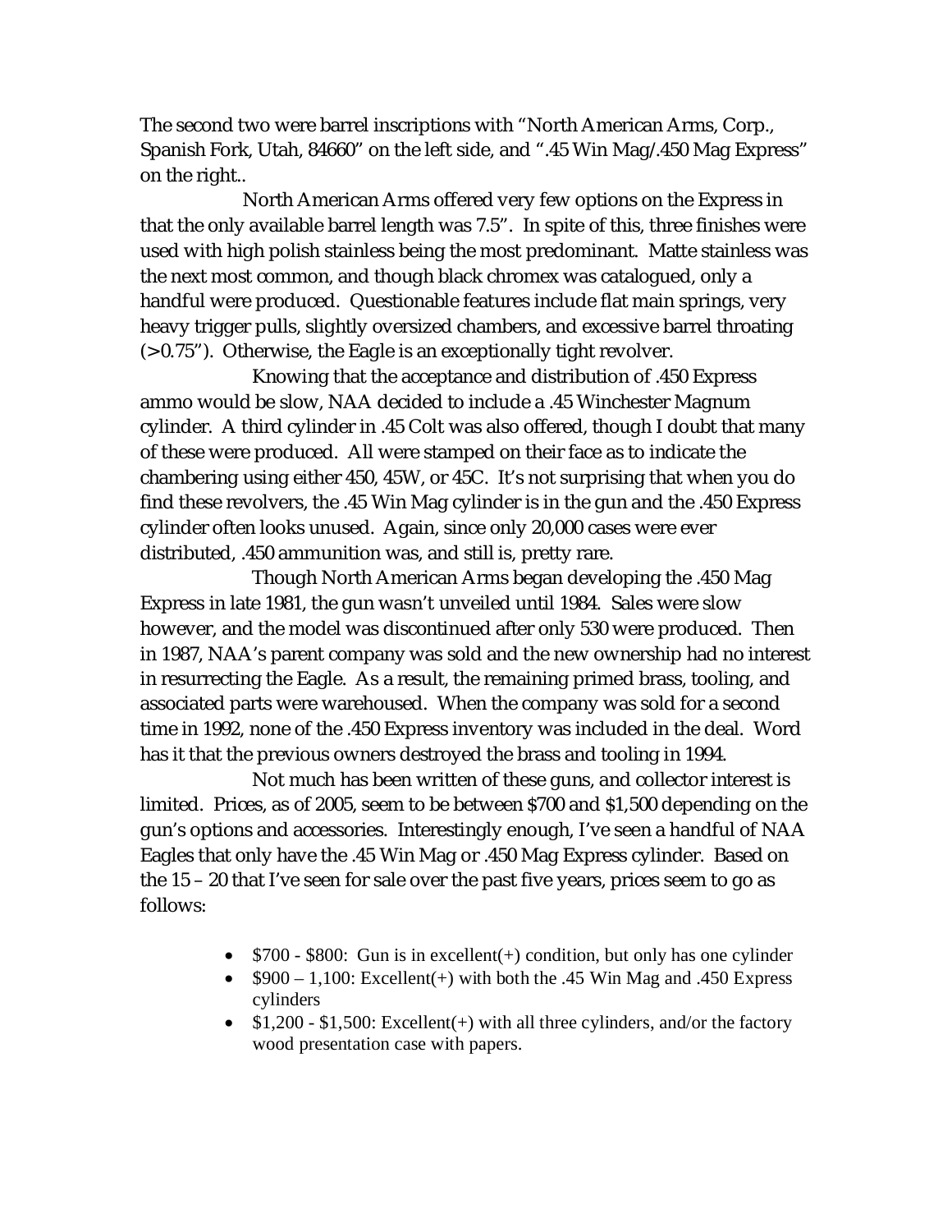The second two were barrel inscriptions with "North American Arms, Corp., Spanish Fork, Utah, 84660" on the left side, and ".45 Win Mag/.450 Mag Express" on the right..

North American Arms offered very few options on the Express in that the only available barrel length was 7.5". In spite of this, three finishes were used with high polish stainless being the most predominant. Matte stainless was the next most common, and though black chromex was catalogued, only a handful were produced. Questionable features include flat main springs, very heavy trigger pulls, slightly oversized chambers, and excessive barrel throating (>0.75"). Otherwise, the Eagle is an exceptionally tight revolver.

Knowing that the acceptance and distribution of .450 Express ammo would be slow, NAA decided to include a .45 Winchester Magnum cylinder. A third cylinder in .45 Colt was also offered, though I doubt that many of these were produced. All were stamped on their face as to indicate the chambering using either 450, 45W, or 45C. It's not surprising that when you do find these revolvers, the .45 Win Mag cylinder is in the gun and the .450 Express cylinder often looks unused. Again, since only 20,000 cases were ever distributed, .450 ammunition was, and still is, pretty rare.

Though North American Arms began developing the .450 Mag Express in late 1981, the gun wasn't unveiled until 1984. Sales were slow however, and the model was discontinued after only 530 were produced. Then in 1987, NAA's parent company was sold and the new ownership had no interest in resurrecting the Eagle. As a result, the remaining primed brass, tooling, and associated parts were warehoused. When the company was sold for a second time in 1992, none of the .450 Express inventory was included in the deal. Word has it that the previous owners destroyed the brass and tooling in 1994.

Not much has been written of these guns, and collector interest is limited. Prices, as of 2005, seem to be between $700 and $1,500 depending on the gun's options and accessories. Interestingly enough, I've seen a handful of NAA Eagles that only have the .45 Win Mag or .450 Mag Express cylinder. Based on the 15 – 20 that I've seen for sale over the past five years, prices seem to go as follows:

- $700 - $800: Gun is in excellent(+) condition, but only has one cylinder
- $900 – 1,100: Excellent(+) with both the .45 Win Mag and .450 Express cylinders
- $1,200 - $1,500: Excellent(+) with all three cylinders, and/or the factory wood presentation case with papers.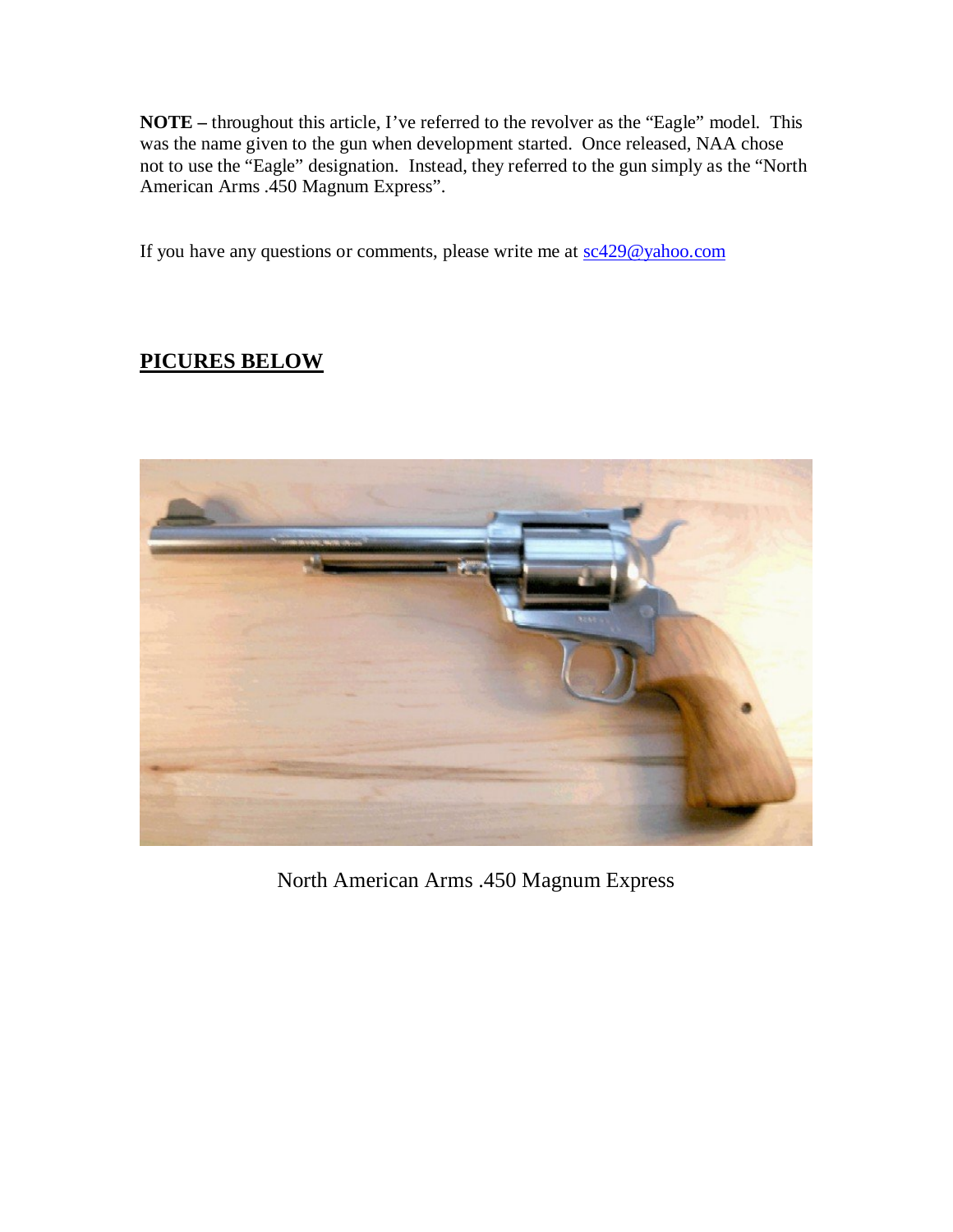**NOTE –** throughout this article, I've referred to the revolver as the "Eagle" model. This was the name given to the gun when development started. Once released, NAA chose not to use the "Eagle" designation. Instead, they referred to the gun simply as the "North American Arms .450 Magnum Express".

If you have any questions or comments, please write me at [sc429@yahoo.com](mailto:sc429@yahoo.com)

**PICURES BELOW**

North American Arms .450 Magnum Express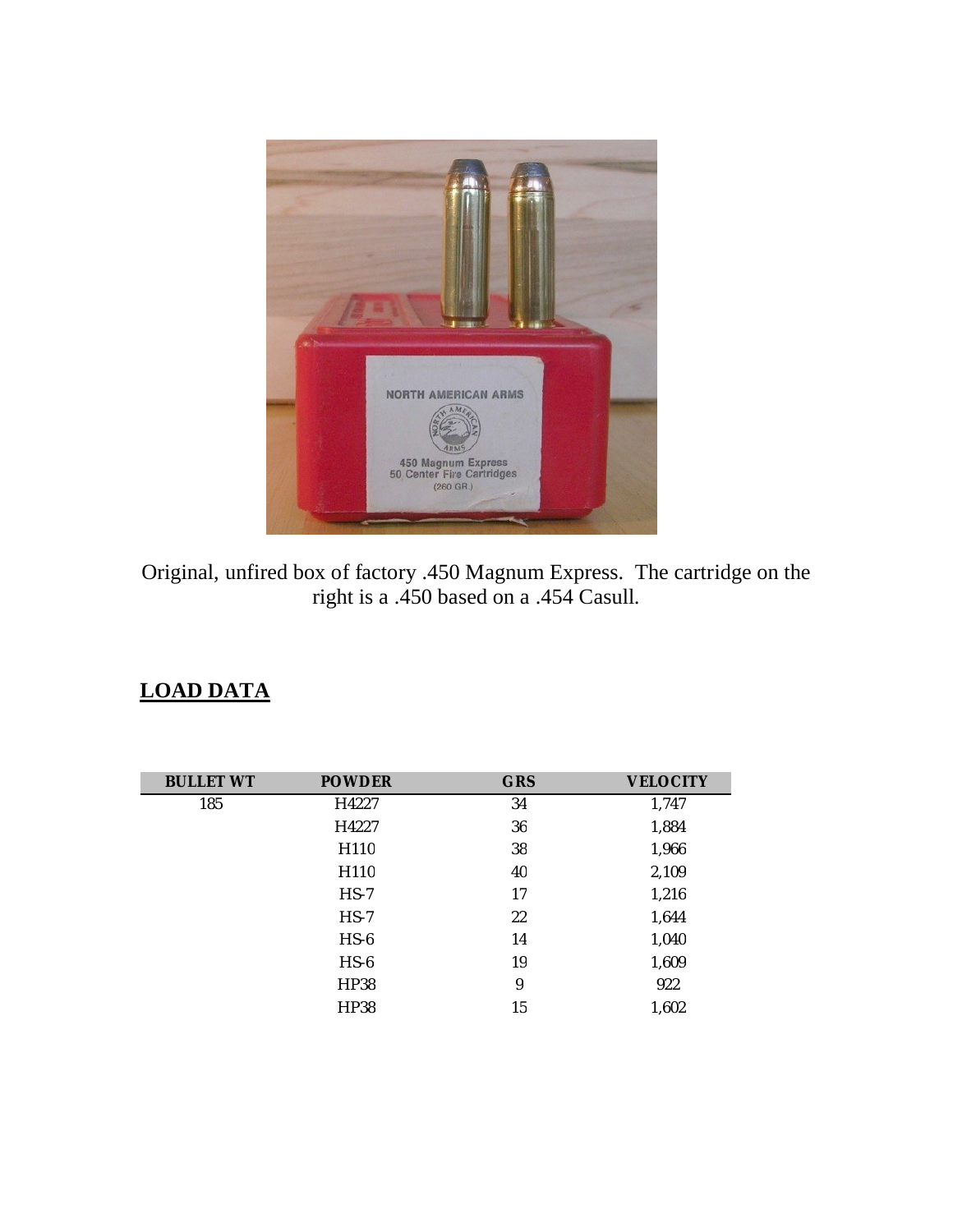Original, unfired box of factory .450 Magnum Express. The cartridge on the right is a .450 based on a .454 Casull.

## LOAD DATA

| BULLET WT | POWDER | GRS | VELOCITY |
|---|---|---|---|
| 185 | H4227 | 34 | 1,747 |
| | H4227 | 36 | 1,884 |
| | H110 | 38 | 1,966 |
| | H110 | 40 | 2,109 |
| | HS-7 | 17 | 1,216 |
| | HS-7 | 22 | 1,644 |
| | HS-6 | 14 | 1,040 |
| | HS-6 | 19 | 1,609 |
| | HP38 | 9 | 922 |
| | HP38 | 15 | 1,602 |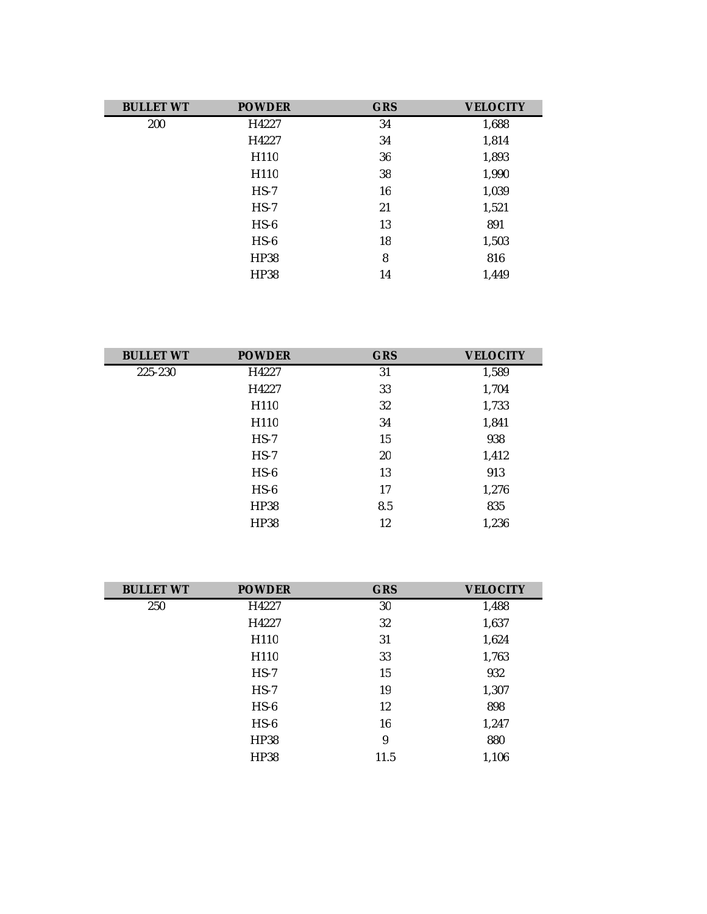| BULLET WT | POWDER | GRS | VELOCITY |
|---|---|---|---|
| 200 | H4227 | 34 | 1,688 |
| | H4227 | 34 | 1,814 |
| | H110 | 36 | 1,893 |
| | H110 | 38 | 1,990 |
| | HS-7 | 16 | 1,039 |
| | HS-7 | 21 | 1,521 |
| | HS-6 | 13 | 891 |
| | HS-6 | 18 | 1,503 |
| | HP38 | 8 | 816 |
| | HP38 | 14 | 1,449 |

| BULLET WT | POWDER | GRS | VELOCITY |
|---|---|---|---|
| 225-230 | H4227 | 31 | 1,589 |
| | H4227 | 33 | 1,704 |
| | H110 | 32 | 1,733 |
| | H110 | 34 | 1,841 |
| | HS-7 | 15 | 938 |
| | HS-7 | 20 | 1,412 |
| | HS-6 | 13 | 913 |
| | HS-6 | 17 | 1,276 |
| | HP38 | 8.5 | 835 |
| | HP38 | 12 | 1,236 |

| BULLET WT | POWDER | GRS | VELOCITY |
|---|---|---|---|
| 250 | H4227 | 30 | 1,488 |
| | H4227 | 32 | 1,637 |
| | H110 | 31 | 1,624 |
| | H110 | 33 | 1,763 |
| | HS-7 | 15 | 932 |
| | HS-7 | 19 | 1,307 |
| | HS-6 | 12 | 898 |
| | HS-6 | 16 | 1,247 |
| | HP38 | 9 | 880 |
| | HP38 | 11.5 | 1,106 |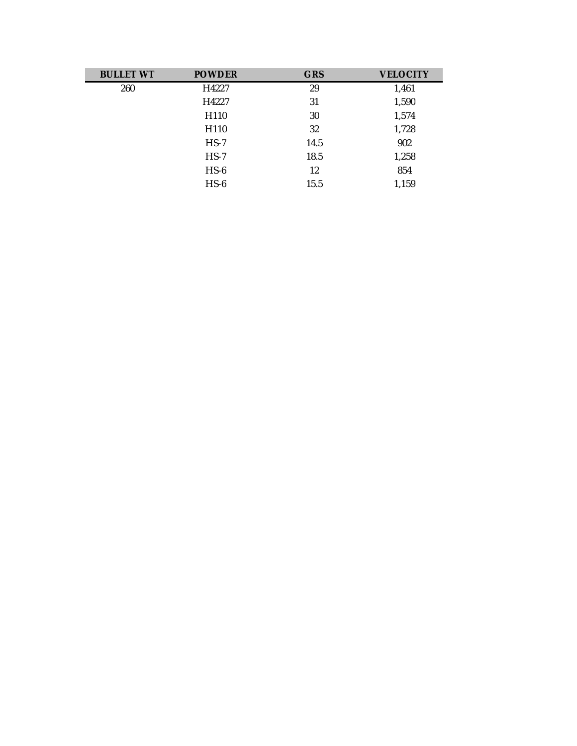| BULLET WT | POWDER | GRS | VELOCITY |
| --- | --- | --- | --- |
| 260 | H4227 | 29 | 1,461 |
| | H4227 | 31 | 1,590 |
| | H110 | 30 | 1,574 |
| | H110 | 32 | 1,728 |
| | HS-7 | 14.5 | 902 |
| | HS-7 | 18.5 | 1,258 |
| | HS-6 | 12 | 854 |
| | HS-6 | 15.5 | 1,159 |